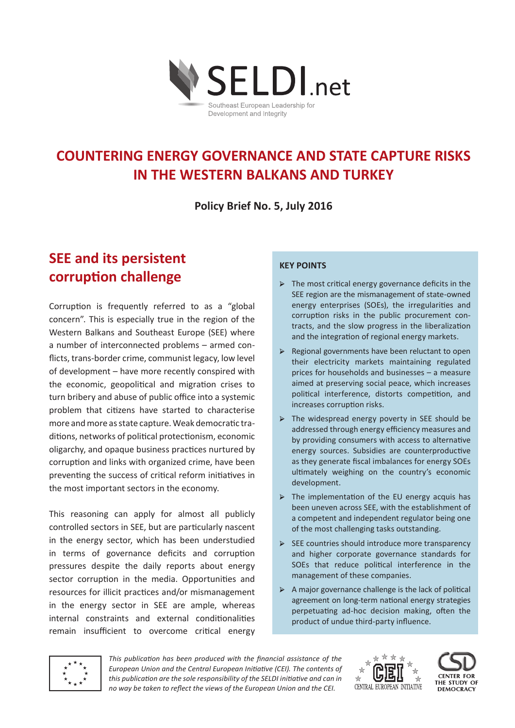SELDI.net

Southeast European Leadership for Development and Integrity

# COUNTERING ENERGY GOVERNANCE AND STATE CAPTURE RISKS IN THE WESTERN BALKANS AND TURKEY

**Policy Brief No. 5, July 2016**

**KEY POINTS**

- The most critical energy governance deficits in the SEE region are the mismanagement of state-owned energy enterprises (SOEs), the irregularities and corruption risks in the public procurement contracts, and the slow progress in the liberalization and the integration of regional energy markets.
- Regional governments have been reluctant to open their electricity markets maintaining regulated prices for households and businesses – a measure aimed at preserving social peace, which increases political interference, distorts competition, and increases corruption risks.
- The widespread energy poverty in SEE should be addressed through energy efficiency measures and by providing consumers with access to alternative energy sources. Subsidies are counterproductive as they generate fiscal imbalances for energy SOEs ultimately weighing on the country's economic development.
- The implementation of the EU energy acquis has been uneven across SEE, with the establishment of a competent and independent regulator being one of the most challenging tasks outstanding.
- SEE countries should introduce more transparency and higher corporate governance standards for SOEs that reduce political interference in the management of these companies.
- A major governance challenge is the lack of political agreement on long-term national energy strategies perpetuating ad-hoc decision making, often the product of undue third-party influence.

## SEE and its persistent corruption challenge

Corruption is frequently referred to as a "global concern". This is especially true in the region of the Western Balkans and Southeast Europe (SEE) where a number of interconnected problems – armed conflicts, trans-border crime, communist legacy, low level of development – have more recently conspired with the economic, geopolitical and migration crises to turn bribery and abuse of public office into a systemic problem that citizens have started to characterise more and more as state capture. Weak democratic traditions, networks of political protectionism, economic oligarchy, and opaque business practices nurtured by corruption and links with organized crime, have been preventing the success of critical reform initiatives in the most important sectors in the economy.

This reasoning can apply for almost all publicly controlled sectors in SEE, but are particularly nascent in the energy sector, which has been understudied in terms of governance deficits and corruption pressures despite the daily reports about energy sector corruption in the media. Opportunities and resources for illicit practices and/or mismanagement in the energy sector in SEE are ample, whereas internal constraints and external conditionalities remain insufficient to overcome critical energy

*This publication has been produced with the financial assistance of the European Union and the Central European Initiative (CEI). The contents of this publication are the sole responsibility of the SELDI initiative and can in no way be taken to reflect the views of the European Union and the CEI.*

CEI CENTRAL EUROPEAN INITIATIVE

CSD CENTER FOR THE STUDY OF DEMOCRACY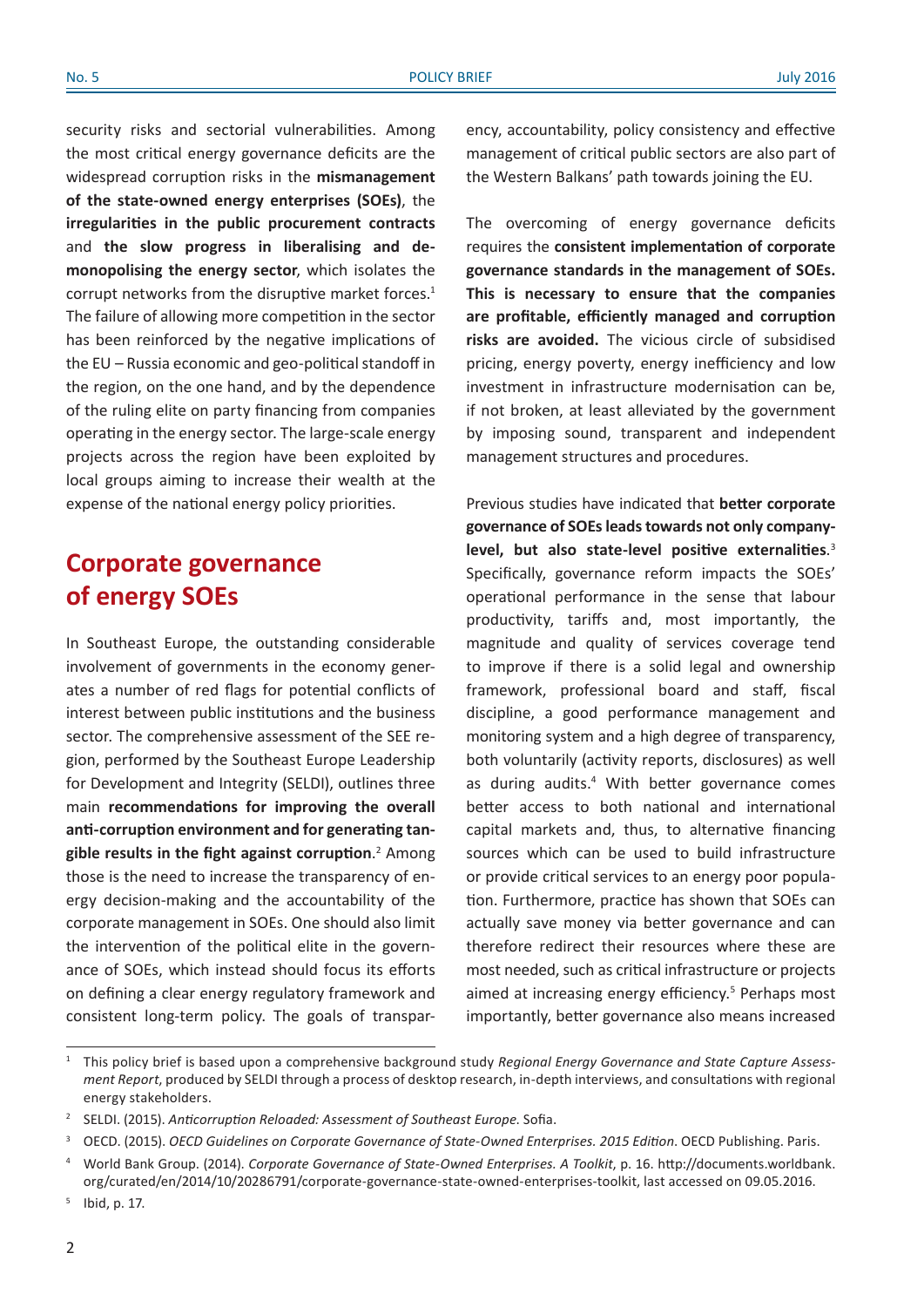security risks and sectorial vulnerabilities. Among the most critical energy governance deficits are the widespread corruption risks in the **mismanagement of the state-owned energy enterprises (SOEs)**, the **irregularities in the public procurement contracts** and **the slow progress in liberalising and de-monopolising the energy sector**, which isolates the corrupt networks from the disruptive market forces.[1] The failure of allowing more competition in the sector has been reinforced by the negative implications of the EU – Russia economic and geo-political standoff in the region, on the one hand, and by the dependence of the ruling elite on party financing from companies operating in the energy sector. The large-scale energy projects across the region have been exploited by local groups aiming to increase their wealth at the expense of the national energy policy priorities.

## Corporate governance of energy SOEs

In Southeast Europe, the outstanding considerable involvement of governments in the economy generates a number of red flags for potential conflicts of interest between public institutions and the business sector. The comprehensive assessment of the SEE region, performed by the Southeast Europe Leadership for Development and Integrity (SELDI), outlines three main **recommendations for improving the overall anti-corruption environment and for generating tangible results in the fight against corruption**.[2] Among those is the need to increase the transparency of energy decision-making and the accountability of the corporate management in SOEs. One should also limit the intervention of the political elite in the governance of SOEs, which instead should focus its efforts on defining a clear energy regulatory framework and consistent long-term policy. The goals of transparency, accountability, policy consistency and effective management of critical public sectors are also part of the Western Balkans' path towards joining the EU.

The overcoming of energy governance deficits requires the **consistent implementation of corporate governance standards in the management of SOEs. This is necessary to ensure that the companies are profitable, efficiently managed and corruption risks are avoided.** The vicious circle of subsidised pricing, energy poverty, energy inefficiency and low investment in infrastructure modernisation can be, if not broken, at least alleviated by the government by imposing sound, transparent and independent management structures and procedures.

Previous studies have indicated that **better corporate governance of SOEs leads towards not only company-level, but also state-level positive externalities**.[3] Specifically, governance reform impacts the SOEs' operational performance in the sense that labour productivity, tariffs and, most importantly, the magnitude and quality of services coverage tend to improve if there is a solid legal and ownership framework, professional board and staff, fiscal discipline, a good performance management and monitoring system and a high degree of transparency, both voluntarily (activity reports, disclosures) as well as during audits.[4] With better governance comes better access to both national and international capital markets and, thus, to alternative financing sources which can be used to build infrastructure or provide critical services to an energy poor population. Furthermore, practice has shown that SOEs can actually save money via better governance and can therefore redirect their resources where these are most needed, such as critical infrastructure or projects aimed at increasing energy efficiency.[5] Perhaps most importantly, better governance also means increased

---

[1] This policy brief is based upon a comprehensive background study *Regional Energy Governance and State Capture Assessment Report*, produced by SELDI through a process of desktop research, in-depth interviews, and consultations with regional energy stakeholders.

[2] SELDI. (2015). *Anticorruption Reloaded: Assessment of Southeast Europe*. Sofia.

[3] OECD. (2015). *OECD Guidelines on Corporate Governance of State-Owned Enterprises. 2015 Edition*. OECD Publishing. Paris.

[4] World Bank Group. (2014). *Corporate Governance of State-Owned Enterprises. A Toolkit*, p. 16. http://documents.worldbank.org/curated/en/2014/10/20286791/corporate-governance-state-owned-enterprises-toolkit, last accessed on 09.05.2016.

[5] Ibid, p. 17.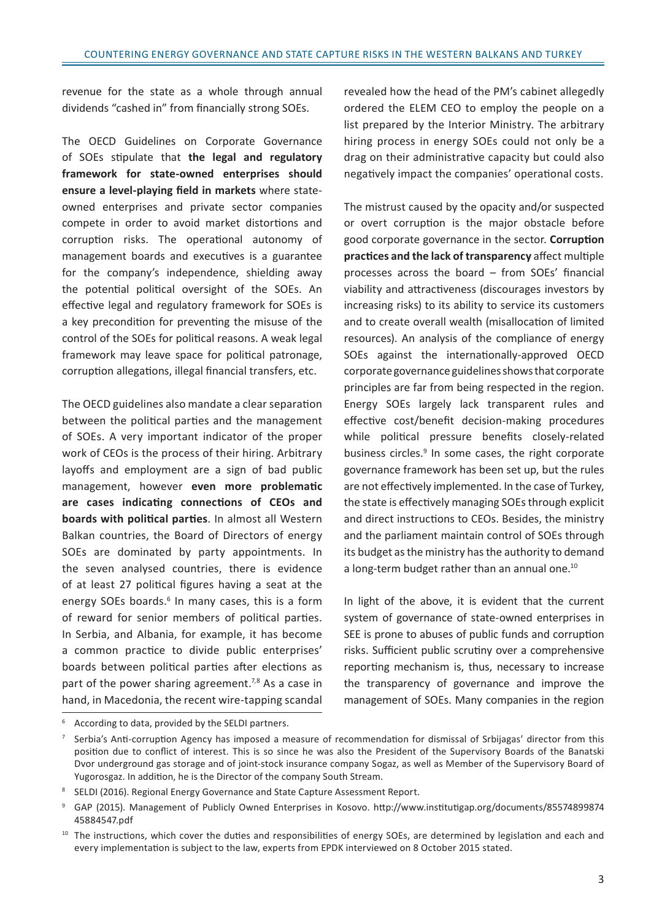revenue for the state as a whole through annual dividends "cashed in" from financially strong SOEs.

The OECD Guidelines on Corporate Governance of SOEs stipulate that **the legal and regulatory framework for state-owned enterprises should ensure a level-playing field in markets** where state-owned enterprises and private sector companies compete in order to avoid market distortions and corruption risks. The operational autonomy of management boards and executives is a guarantee for the company's independence, shielding away the potential political oversight of the SOEs. An effective legal and regulatory framework for SOEs is a key precondition for preventing the misuse of the control of the SOEs for political reasons. A weak legal framework may leave space for political patronage, corruption allegations, illegal financial transfers, etc.

The OECD guidelines also mandate a clear separation between the political parties and the management of SOEs. A very important indicator of the proper work of CEOs is the process of their hiring. Arbitrary layoffs and employment are a sign of bad public management, however **even more problematic are cases indicating connections of CEOs and boards with political parties**. In almost all Western Balkan countries, the Board of Directors of energy SOEs are dominated by party appointments. In the seven analysed countries, there is evidence of at least 27 political figures having a seat at the energy SOEs boards.[6] In many cases, this is a form of reward for senior members of political parties. In Serbia, and Albania, for example, it has become a common practice to divide public enterprises' boards between political parties after elections as part of the power sharing agreement.[7,8] As a case in hand, in Macedonia, the recent wire-tapping scandal revealed how the head of the PM's cabinet allegedly ordered the ELEM CEO to employ the people on a list prepared by the Interior Ministry. The arbitrary hiring process in energy SOEs could not only be a drag on their administrative capacity but could also negatively impact the companies' operational costs.

The mistrust caused by the opacity and/or suspected or overt corruption is the major obstacle before good corporate governance in the sector. **Corruption practices and the lack of transparency** affect multiple processes across the board – from SOEs' financial viability and attractiveness (discourages investors by increasing risks) to its ability to service its customers and to create overall wealth (misallocation of limited resources). An analysis of the compliance of energy SOEs against the internationally-approved OECD corporate governance guidelines shows that corporate principles are far from being respected in the region. Energy SOEs largely lack transparent rules and effective cost/benefit decision-making procedures while political pressure benefits closely-related business circles.[9] In some cases, the right corporate governance framework has been set up, but the rules are not effectively implemented. In the case of Turkey, the state is effectively managing SOEs through explicit and direct instructions to CEOs. Besides, the ministry and the parliament maintain control of SOEs through its budget as the ministry has the authority to demand a long-term budget rather than an annual one.[10]

In light of the above, it is evident that the current system of governance of state-owned enterprises in SEE is prone to abuses of public funds and corruption risks. Sufficient public scrutiny over a comprehensive reporting mechanism is, thus, necessary to increase the transparency of governance and improve the management of SOEs. Many companies in the region

---

[6] According to data, provided by the SELDI partners.

[7] Serbia's Anti-corruption Agency has imposed a measure of recommendation for dismissal of Srbijagas' director from this position due to conflict of interest. This is so since he was also the President of the Supervisory Boards of the Banatski Dvor underground gas storage and of joint-stock insurance company Sogaz, as well as Member of the Supervisory Board of Yugorosgaz. In addition, he is the Director of the company South Stream.

[8] SELDI (2016). Regional Energy Governance and State Capture Assessment Report.

[9] GAP (2015). Management of Publicly Owned Enterprises in Kosovo. http://www.institutigap.org/documents/85574899874 45884547.pdf

[10] The instructions, which cover the duties and responsibilities of energy SOEs, are determined by legislation and each and every implementation is subject to the law, experts from EPDK interviewed on 8 October 2015 stated.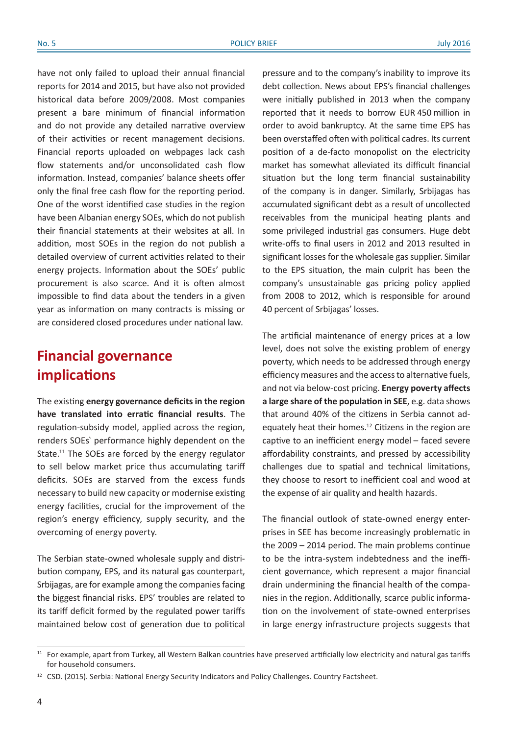have not only failed to upload their annual financial reports for 2014 and 2015, but have also not provided historical data before 2009/2008. Most companies present a bare minimum of financial information and do not provide any detailed narrative overview of their activities or recent management decisions. Financial reports uploaded on webpages lack cash flow statements and/or unconsolidated cash flow information. Instead, companies' balance sheets offer only the final free cash flow for the reporting period. One of the worst identified case studies in the region have been Albanian energy SOEs, which do not publish their financial statements at their websites at all. In addition, most SOEs in the region do not publish a detailed overview of current activities related to their energy projects. Information about the SOEs' public procurement is also scarce. And it is often almost impossible to find data about the tenders in a given year as information on many contracts is missing or are considered closed procedures under national law.

## Financial governance implications

The existing **energy governance deficits in the region have translated into erratic financial results**. The regulation-subsidy model, applied across the region, renders SOEs` performance highly dependent on the State.[11] The SOEs are forced by the energy regulator to sell below market price thus accumulating tariff deficits. SOEs are starved from the excess funds necessary to build new capacity or modernise existing energy facilities, crucial for the improvement of the region's energy efficiency, supply security, and the overcoming of energy poverty.

The Serbian state-owned wholesale supply and distribution company, EPS, and its natural gas counterpart, Srbijagas, are for example among the companies facing the biggest financial risks. EPS' troubles are related to its tariff deficit formed by the regulated power tariffs maintained below cost of generation due to political pressure and to the company's inability to improve its debt collection. News about EPS's financial challenges were initially published in 2013 when the company reported that it needs to borrow EUR 450 million in order to avoid bankruptcy. At the same time EPS has been overstaffed often with political cadres. Its current position of a de-facto monopolist on the electricity market has somewhat alleviated its difficult financial situation but the long term financial sustainability of the company is in danger. Similarly, Srbijagas has accumulated significant debt as a result of uncollected receivables from the municipal heating plants and some privileged industrial gas consumers. Huge debt write-offs to final users in 2012 and 2013 resulted in significant losses for the wholesale gas supplier. Similar to the EPS situation, the main culprit has been the company's unsustainable gas pricing policy applied from 2008 to 2012, which is responsible for around 40 percent of Srbijagas' losses.

The artificial maintenance of energy prices at a low level, does not solve the existing problem of energy poverty, which needs to be addressed through energy efficiency measures and the access to alternative fuels, and not via below-cost pricing. **Energy poverty affects a large share of the population in SEE**, e.g. data shows that around 40% of the citizens in Serbia cannot adequately heat their homes.[12] Citizens in the region are captive to an inefficient energy model – faced severe affordability constraints, and pressed by accessibility challenges due to spatial and technical limitations, they choose to resort to inefficient coal and wood at the expense of air quality and health hazards.

The financial outlook of state-owned energy enterprises in SEE has become increasingly problematic in the 2009 – 2014 period. The main problems continue to be the intra-system indebtedness and the inefficient governance, which represent a major financial drain undermining the financial health of the companies in the region. Additionally, scarce public information on the involvement of state-owned enterprises in large energy infrastructure projects suggests that

---

[11] For example, apart from Turkey, all Western Balkan countries have preserved artificially low electricity and natural gas tariffs for household consumers.

[12] CSD. (2015). Serbia: National Energy Security Indicators and Policy Challenges. Country Factsheet.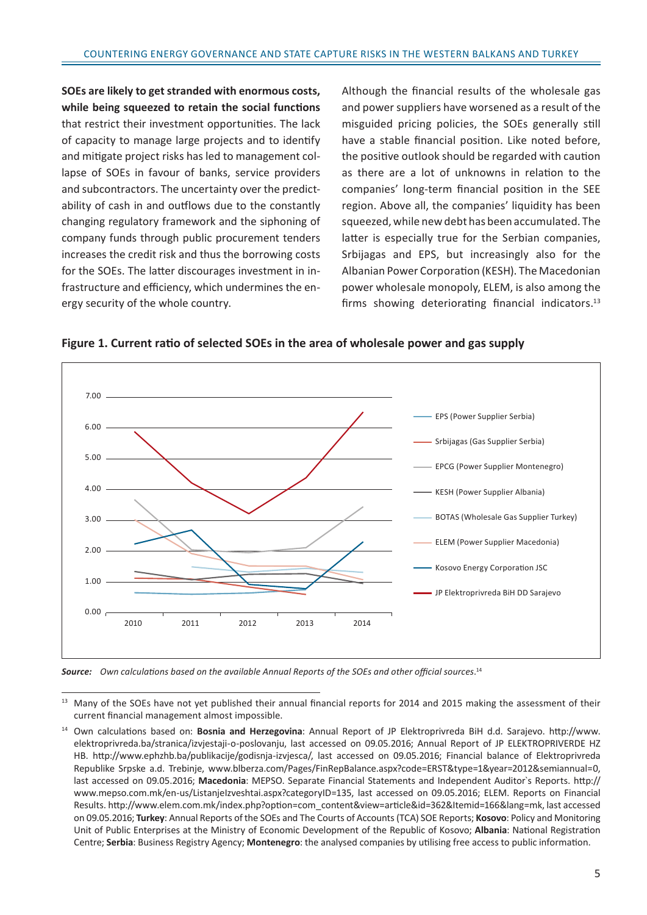**SOEs are likely to get stranded with enormous costs, while being squeezed to retain the social functions** that restrict their investment opportunities. The lack of capacity to manage large projects and to identify and mitigate project risks has led to management collapse of SOEs in favour of banks, service providers and subcontractors. The uncertainty over the predictability of cash in and outflows due to the constantly changing regulatory framework and the siphoning of company funds through public procurement tenders increases the credit risk and thus the borrowing costs for the SOEs. The latter discourages investment in infrastructure and efficiency, which undermines the energy security of the whole country.

Although the financial results of the wholesale gas and power suppliers have worsened as a result of the misguided pricing policies, the SOEs generally still have a stable financial position. Like noted before, the positive outlook should be regarded with caution as there are a lot of unknowns in relation to the companies' long-term financial position in the SEE region. Above all, the companies' liquidity has been squeezed, while new debt has been accumulated. The latter is especially true for the Serbian companies, Srbijagas and EPS, but increasingly also for the Albanian Power Corporation (KESH). The Macedonian power wholesale monopoly, ELEM, is also among the firms showing deteriorating financial indicators.[13]

**Figure 1. Current ratio of selected SOEs in the area of wholesale power and gas supply**

***Source:*** *Own calculations based on the available Annual Reports of the SOEs and other official sources.*[14]

---

[13] Many of the SOEs have not yet published their annual financial reports for 2014 and 2015 making the assessment of their current financial management almost impossible.

[14] Own calculations based on: **Bosnia and Herzegovina**: Annual Report of JP Elektroprivreda BiH d.d. Sarajevo. http://www.elektroprivreda.ba/stranica/izvjestaji-o-poslovanju, last accessed on 09.05.2016; Annual Report of JP ELEKTROPRIVERDE HZ HB. http://www.ephzhb.ba/publikacije/godisnja-izvjesca/, last accessed on 09.05.2016; Financial balance of Elektroprivreda Republike Srpske a.d. Trebinje, www.blberza.com/Pages/FinRepBalance.aspx?code=ERST&type=1&year=2012&semiannual=0, last accessed on 09.05.2016; **Macedonia**: MEPSO. Separate Financial Statements and Independent Auditor`s Reports. http://www.mepso.com.mk/en-us/ListanjeIzveshtai.aspx?categoryID=135, last accessed on 09.05.2016; ELEM. Reports on Financial Results. http://www.elem.com.mk/index.php?option=com_content&view=article&id=362&Itemid=166&lang=mk, last accessed on 09.05.2016; **Turkey**: Annual Reports of the SOEs and The Courts of Accounts (TCA) SOE Reports; **Kosovo**: Policy and Monitoring Unit of Public Enterprises at the Ministry of Economic Development of the Republic of Kosovo; **Albania**: National Registration Centre; **Serbia**: Business Registry Agency; **Montenegro**: the analysed companies by utilising free access to public information.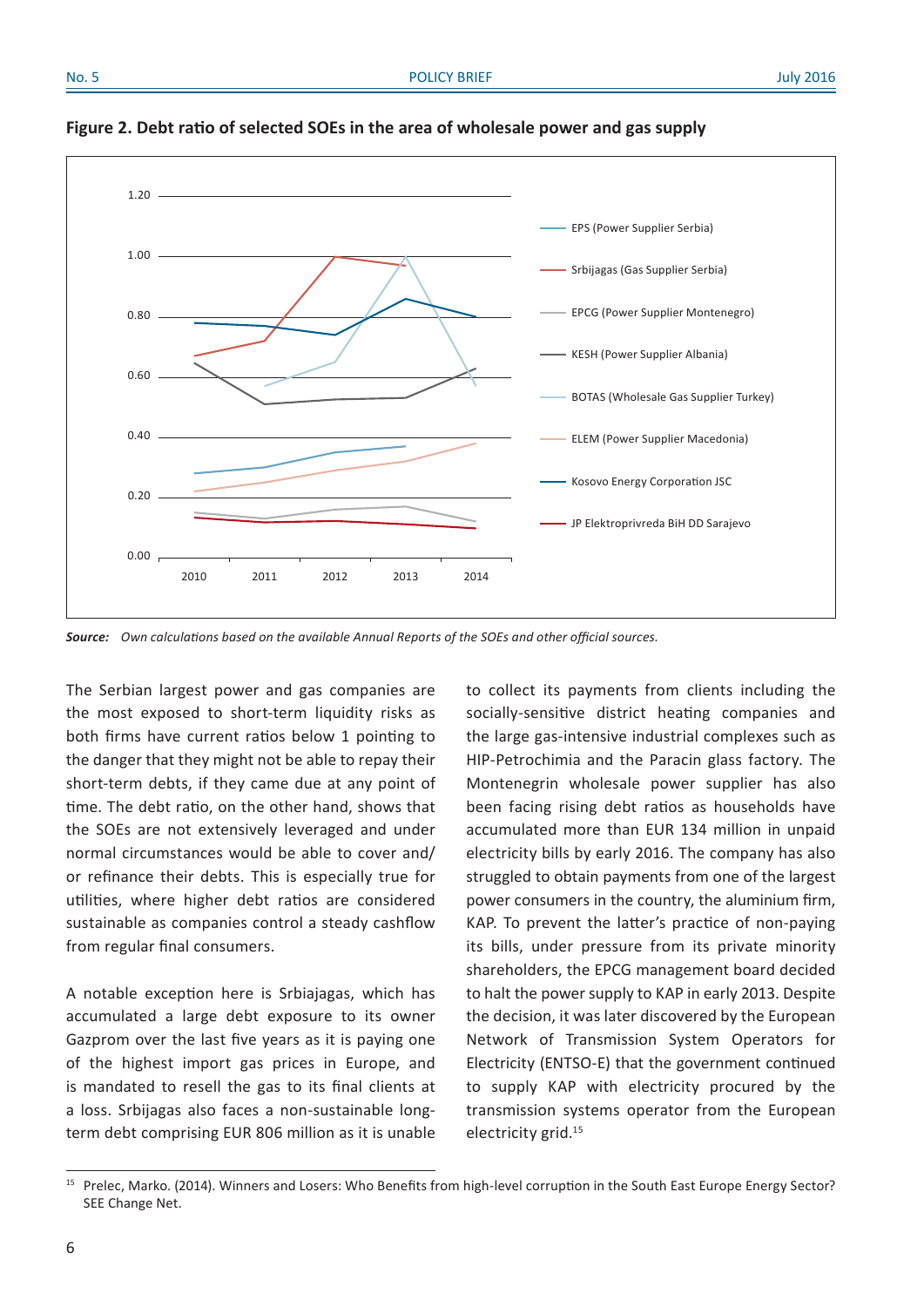**Figure 2. Debt ratio of selected SOEs in the area of wholesale power and gas supply**

*Source: Own calculations based on the available Annual Reports of the SOEs and other official sources.*

The Serbian largest power and gas companies are the most exposed to short-term liquidity risks as both firms have current ratios below 1 pointing to the danger that they might not be able to repay their short-term debts, if they came due at any point of time. The debt ratio, on the other hand, shows that the SOEs are not extensively leveraged and under normal circumstances would be able to cover and/or refinance their debts. This is especially true for utilities, where higher debt ratios are considered sustainable as companies control a steady cashflow from regular final consumers.

A notable exception here is Srbiajagas, which has accumulated a large debt exposure to its owner Gazprom over the last five years as it is paying one of the highest import gas prices in Europe, and is mandated to resell the gas to its final clients at a loss. Srbijagas also faces a non-sustainable long-term debt comprising EUR 806 million as it is unable to collect its payments from clients including the socially-sensitive district heating companies and the large gas-intensive industrial complexes such as HIP-Petrochimia and the Paracin glass factory. The Montenegrin wholesale power supplier has also been facing rising debt ratios as households have accumulated more than EUR 134 million in unpaid electricity bills by early 2016. The company has also struggled to obtain payments from one of the largest power consumers in the country, the aluminium firm, KAP. To prevent the latter's practice of non-paying its bills, under pressure from its private minority shareholders, the EPCG management board decided to halt the power supply to KAP in early 2013. Despite the decision, it was later discovered by the European Network of Transmission System Operators for Electricity (ENTSO-E) that the government continued to supply KAP with electricity procured by the transmission systems operator from the European electricity grid.[15]

[15] Prelec, Marko. (2014). Winners and Losers: Who Benefits from high-level corruption in the South East Europe Energy Sector? SEE Change Net.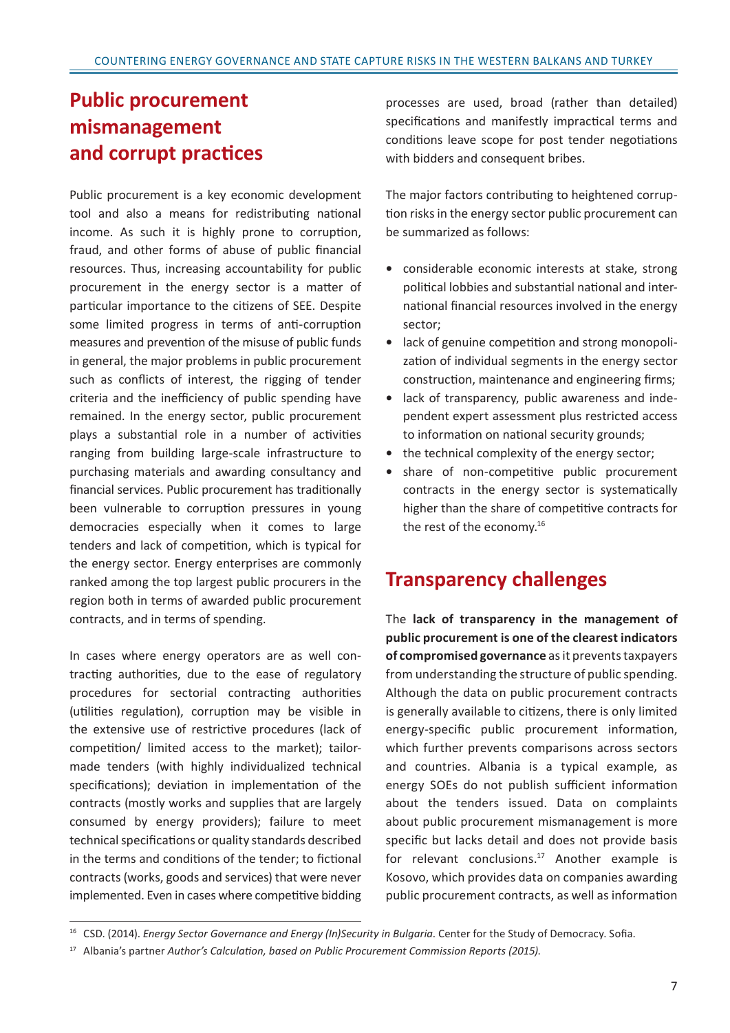## Public procurement mismanagement and corrupt practices

Public procurement is a key economic development tool and also a means for redistributing national income. As such it is highly prone to corruption, fraud, and other forms of abuse of public financial resources. Thus, increasing accountability for public procurement in the energy sector is a matter of particular importance to the citizens of SEE. Despite some limited progress in terms of anti-corruption measures and prevention of the misuse of public funds in general, the major problems in public procurement such as conflicts of interest, the rigging of tender criteria and the inefficiency of public spending have remained. In the energy sector, public procurement plays a substantial role in a number of activities ranging from building large-scale infrastructure to purchasing materials and awarding consultancy and financial services. Public procurement has traditionally been vulnerable to corruption pressures in young democracies especially when it comes to large tenders and lack of competition, which is typical for the energy sector. Energy enterprises are commonly ranked among the top largest public procurers in the region both in terms of awarded public procurement contracts, and in terms of spending.

In cases where energy operators are as well contracting authorities, due to the ease of regulatory procedures for sectorial contracting authorities (utilities regulation), corruption may be visible in the extensive use of restrictive procedures (lack of competition/ limited access to the market); tailor-made tenders (with highly individualized technical specifications); deviation in implementation of the contracts (mostly works and supplies that are largely consumed by energy providers); failure to meet technical specifications or quality standards described in the terms and conditions of the tender; to fictional contracts (works, goods and services) that were never implemented. Even in cases where competitive bidding processes are used, broad (rather than detailed) specifications and manifestly impractical terms and conditions leave scope for post tender negotiations with bidders and consequent bribes.

The major factors contributing to heightened corruption risks in the energy sector public procurement can be summarized as follows:

- considerable economic interests at stake, strong political lobbies and substantial national and international financial resources involved in the energy sector;
- lack of genuine competition and strong monopolization of individual segments in the energy sector construction, maintenance and engineering firms;
- lack of transparency, public awareness and independent expert assessment plus restricted access to information on national security grounds;
- the technical complexity of the energy sector;
- share of non-competitive public procurement contracts in the energy sector is systematically higher than the share of competitive contracts for the rest of the economy.[16]

## Transparency challenges

The **lack of transparency in the management of public procurement is one of the clearest indicators of compromised governance** as it prevents taxpayers from understanding the structure of public spending. Although the data on public procurement contracts is generally available to citizens, there is only limited energy-specific public procurement information, which further prevents comparisons across sectors and countries. Albania is a typical example, as energy SOEs do not publish sufficient information about the tenders issued. Data on complaints about public procurement mismanagement is more specific but lacks detail and does not provide basis for relevant conclusions.[17] Another example is Kosovo, which provides data on companies awarding public procurement contracts, as well as information

---

[16] CSD. (2014). *Energy Sector Governance and Energy (In)Security in Bulgaria*. Center for the Study of Democracy. Sofia.

[17] Albania's partner *Author's Calculation, based on Public Procurement Commission Reports (2015).*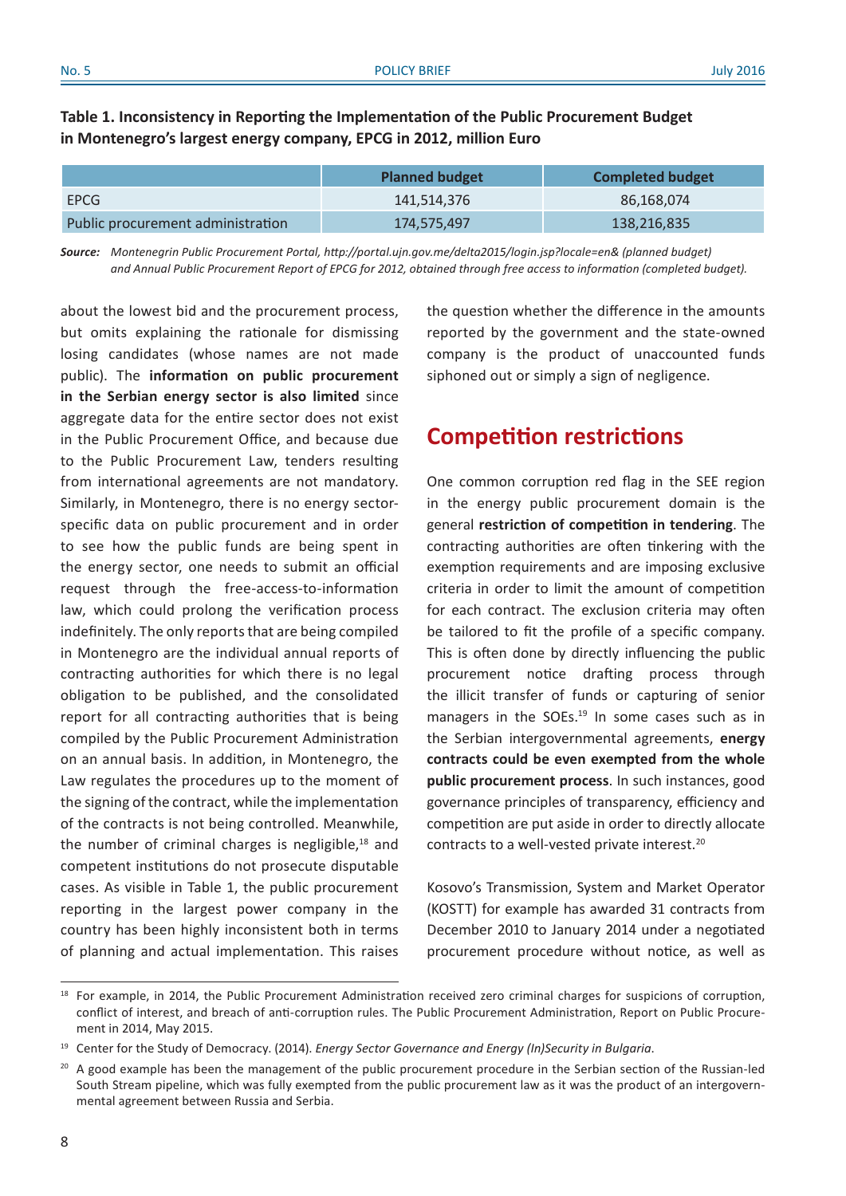**Table 1. Inconsistency in Reporting the Implementation of the Public Procurement Budget in Montenegro's largest energy company, EPCG in 2012, million Euro**

| | Planned budget | Completed budget |
|---|---|---|
| EPCG | 141,514,376 | 86,168,074 |
| Public procurement administration | 174,575,497 | 138,216,835 |

***Source:*** *Montenegrin Public Procurement Portal, http://portal.ujn.gov.me/delta2015/login.jsp?locale=en& (planned budget) and Annual Public Procurement Report of EPCG for 2012, obtained through free access to information (completed budget).*

about the lowest bid and the procurement process, but omits explaining the rationale for dismissing losing candidates (whose names are not made public). The **information on public procurement in the Serbian energy sector is also limited** since aggregate data for the entire sector does not exist in the Public Procurement Office, and because due to the Public Procurement Law, tenders resulting from international agreements are not mandatory. Similarly, in Montenegro, there is no energy sector-specific data on public procurement and in order to see how the public funds are being spent in the energy sector, one needs to submit an official request through the free-access-to-information law, which could prolong the verification process indefinitely. The only reports that are being compiled in Montenegro are the individual annual reports of contracting authorities for which there is no legal obligation to be published, and the consolidated report for all contracting authorities that is being compiled by the Public Procurement Administration on an annual basis. In addition, in Montenegro, the Law regulates the procedures up to the moment of the signing of the contract, while the implementation of the contracts is not being controlled. Meanwhile, the number of criminal charges is negligible,[18] and competent institutions do not prosecute disputable cases. As visible in Table 1, the public procurement reporting in the largest power company in the country has been highly inconsistent both in terms of planning and actual implementation. This raises the question whether the difference in the amounts reported by the government and the state-owned company is the product of unaccounted funds siphoned out or simply a sign of negligence.

## Competition restrictions

One common corruption red flag in the SEE region in the energy public procurement domain is the general **restriction of competition in tendering**. The contracting authorities are often tinkering with the exemption requirements and are imposing exclusive criteria in order to limit the amount of competition for each contract. The exclusion criteria may often be tailored to fit the profile of a specific company. This is often done by directly influencing the public procurement notice drafting process through the illicit transfer of funds or capturing of senior managers in the SOEs.[19] In some cases such as in the Serbian intergovernmental agreements, **energy contracts could be even exempted from the whole public procurement process**. In such instances, good governance principles of transparency, efficiency and competition are put aside in order to directly allocate contracts to a well-vested private interest.[20]

Kosovo's Transmission, System and Market Operator (KOSTT) for example has awarded 31 contracts from December 2010 to January 2014 under a negotiated procurement procedure without notice, as well as

---

[18] For example, in 2014, the Public Procurement Administration received zero criminal charges for suspicions of corruption, conflict of interest, and breach of anti-corruption rules. The Public Procurement Administration, Report on Public Procurement in 2014, May 2015.

[19] Center for the Study of Democracy. (2014). *Energy Sector Governance and Energy (In)Security in Bulgaria*.

[20] A good example has been the management of the public procurement procedure in the Serbian section of the Russian-led South Stream pipeline, which was fully exempted from the public procurement law as it was the product of an intergovernmental agreement between Russia and Serbia.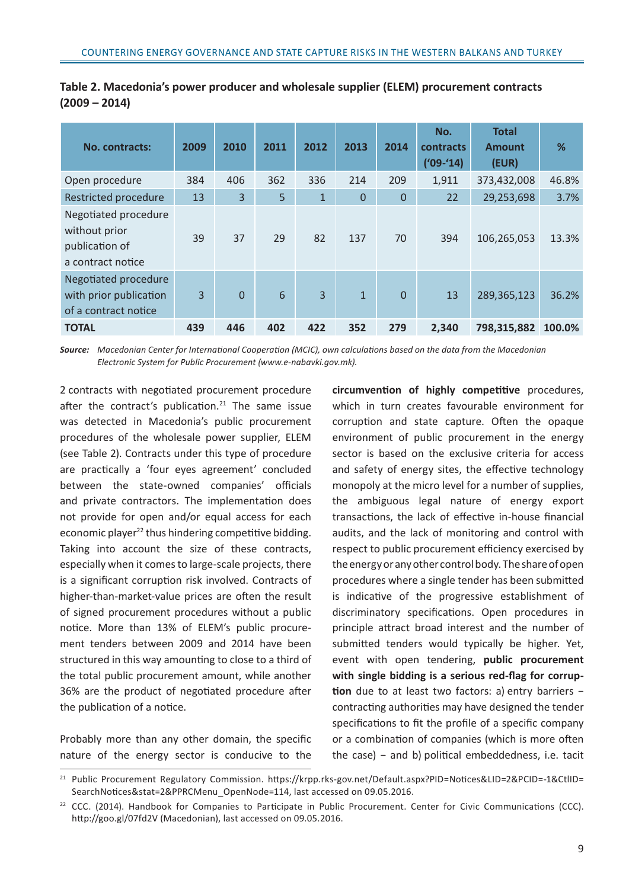**Table 2. Macedonia's power producer and wholesale supplier (ELEM) procurement contracts (2009 – 2014)**

| No. contracts: | 2009 | 2010 | 2011 | 2012 | 2013 | 2014 | No. contracts ('09-'14) | Total Amount (EUR) | % |
|---|---|---|---|---|---|---|---|---|---|
| Open procedure | 384 | 406 | 362 | 336 | 214 | 209 | 1,911 | 373,432,008 | 46.8% |
| Restricted procedure | 13 | 3 | 5 | 1 | 0 | 0 | 22 | 29,253,698 | 3.7% |
| Negotiated procedure without prior publication of a contract notice | 39 | 37 | 29 | 82 | 137 | 70 | 394 | 106,265,053 | 13.3% |
| Negotiated procedure with prior publication of a contract notice | 3 | 0 | 6 | 3 | 1 | 0 | 13 | 289,365,123 | 36.2% |
| **TOTAL** | **439** | **446** | **402** | **422** | **352** | **279** | **2,340** | **798,315,882** | **100.0%** |

***Source:*** *Macedonian Center for International Cooperation (MCIC), own calculations based on the data from the Macedonian Electronic System for Public Procurement (www.e-nabavki.gov.mk).*

2 contracts with negotiated procurement procedure after the contract's publication.[21] The same issue was detected in Macedonia's public procurement procedures of the wholesale power supplier, ELEM (see Table 2). Contracts under this type of procedure are practically a 'four eyes agreement' concluded between the state-owned companies' officials and private contractors. The implementation does not provide for open and/or equal access for each economic player[22] thus hindering competitive bidding. Taking into account the size of these contracts, especially when it comes to large-scale projects, there is a significant corruption risk involved. Contracts of higher-than-market-value prices are often the result of signed procurement procedures without a public notice. More than 13% of ELEM's public procurement tenders between 2009 and 2014 have been structured in this way amounting to close to a third of the total public procurement amount, while another 36% are the product of negotiated procedure after the publication of a notice.

Probably more than any other domain, the specific nature of the energy sector is conducive to the **circumvention of highly competitive** procedures, which in turn creates favourable environment for corruption and state capture. Often the opaque environment of public procurement in the energy sector is based on the exclusive criteria for access and safety of energy sites, the effective technology monopoly at the micro level for a number of supplies, the ambiguous legal nature of energy export transactions, the lack of effective in-house financial audits, and the lack of monitoring and control with respect to public procurement efficiency exercised by the energy or any other control body. The share of open procedures where a single tender has been submitted is indicative of the progressive establishment of discriminatory specifications. Open procedures in principle attract broad interest and the number of submitted tenders would typically be higher. Yet, event with open tendering, **public procurement with single bidding is a serious red-flag for corruption** due to at least two factors: a) entry barriers – contracting authorities may have designed the tender specifications to fit the profile of a specific company or a combination of companies (which is more often the case) – and b) political embeddedness, i.e. tacit

[21] Public Procurement Regulatory Commission. https://krpp.rks-gov.net/Default.aspx?PID=Notices&LID=2&PCID=-1&CtlID=SearchNotices&stat=2&PPRCMenu_OpenNode=114, last accessed on 09.05.2016.

[22] CCC. (2014). Handbook for Companies to Participate in Public Procurement. Center for Civic Communications (CCC). http://goo.gl/07fd2V (Macedonian), last accessed on 09.05.2016.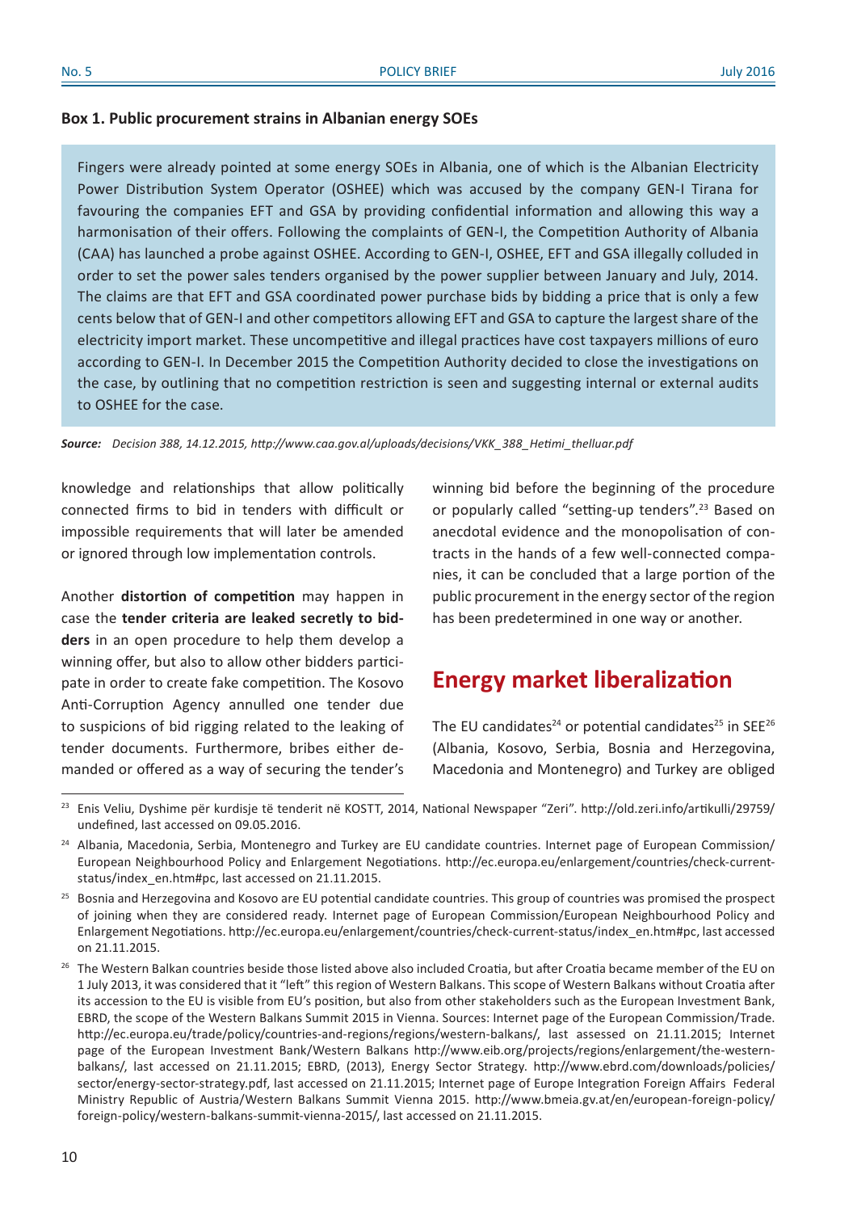**Box 1. Public procurement strains in Albanian energy SOEs**

> Fingers were already pointed at some energy SOEs in Albania, one of which is the Albanian Electricity Power Distribution System Operator (OSHEE) which was accused by the company GEN-I Tirana for favouring the companies EFT and GSA by providing confidential information and allowing this way a harmonisation of their offers. Following the complaints of GEN-I, the Competition Authority of Albania (CAA) has launched a probe against OSHEE. According to GEN-I, OSHEE, EFT and GSA illegally colluded in order to set the power sales tenders organised by the power supplier between January and July, 2014. The claims are that EFT and GSA coordinated power purchase bids by bidding a price that is only a few cents below that of GEN-I and other competitors allowing EFT and GSA to capture the largest share of the electricity import market. These uncompetitive and illegal practices have cost taxpayers millions of euro according to GEN-I. In December 2015 the Competition Authority decided to close the investigations on the case, by outlining that no competition restriction is seen and suggesting internal or external audits to OSHEE for the case.

***Source:*** *Decision 388, 14.12.2015, http://www.caa.gov.al/uploads/decisions/VKK_388_Hetimi_thelluar.pdf*

knowledge and relationships that allow politically connected firms to bid in tenders with difficult or impossible requirements that will later be amended or ignored through low implementation controls.

Another **distortion of competition** may happen in case the **tender criteria are leaked secretly to bidders** in an open procedure to help them develop a winning offer, but also to allow other bidders participate in order to create fake competition. The Kosovo Anti-Corruption Agency annulled one tender due to suspicions of bid rigging related to the leaking of tender documents. Furthermore, bribes either demanded or offered as a way of securing the tender's winning bid before the beginning of the procedure or popularly called "setting-up tenders".[23] Based on anecdotal evidence and the monopolisation of contracts in the hands of a few well-connected companies, it can be concluded that a large portion of the public procurement in the energy sector of the region has been predetermined in one way or another.

## Energy market liberalization

The EU candidates[24] or potential candidates[25] in SEE[26] (Albania, Kosovo, Serbia, Bosnia and Herzegovina, Macedonia and Montenegro) and Turkey are obliged

---

[23] Enis Veliu, Dyshime për kurdisje të tenderit në KOSTT, 2014, National Newspaper "Zeri". http://old.zeri.info/artikulli/29759/undefined, last accessed on 09.05.2016.

[24] Albania, Macedonia, Serbia, Montenegro and Turkey are EU candidate countries. Internet page of European Commission/European Neighbourhood Policy and Enlargement Negotiations. http://ec.europa.eu/enlargement/countries/check-current-status/index_en.htm#pc, last accessed on 21.11.2015.

[25] Bosnia and Herzegovina and Kosovo are EU potential candidate countries. This group of countries was promised the prospect of joining when they are considered ready. Internet page of European Commission/European Neighbourhood Policy and Enlargement Negotiations. http://ec.europa.eu/enlargement/countries/check-current-status/index_en.htm#pc, last accessed on 21.11.2015.

[26] The Western Balkan countries beside those listed above also included Croatia, but after Croatia became member of the EU on 1 July 2013, it was considered that it "left" this region of Western Balkans. This scope of Western Balkans without Croatia after its accession to the EU is visible from EU's position, but also from other stakeholders such as the European Investment Bank, EBRD, the scope of the Western Balkans Summit 2015 in Vienna. Sources: Internet page of the European Commission/Trade. http://ec.europa.eu/trade/policy/countries-and-regions/regions/western-balkans/, last assessed on 21.11.2015; Internet page of the European Investment Bank/Western Balkans http://www.eib.org/projects/regions/enlargement/the-western-balkans/, last accessed on 21.11.2015; EBRD, (2013), Energy Sector Strategy. http://www.ebrd.com/downloads/policies/sector/energy-sector-strategy.pdf, last accessed on 21.11.2015; Internet page of Europe Integration Foreign Affairs Federal Ministry Republic of Austria/Western Balkans Summit Vienna 2015. http://www.bmeia.gv.at/en/european-foreign-policy/foreign-policy/western-balkans-summit-vienna-2015/, last accessed on 21.11.2015.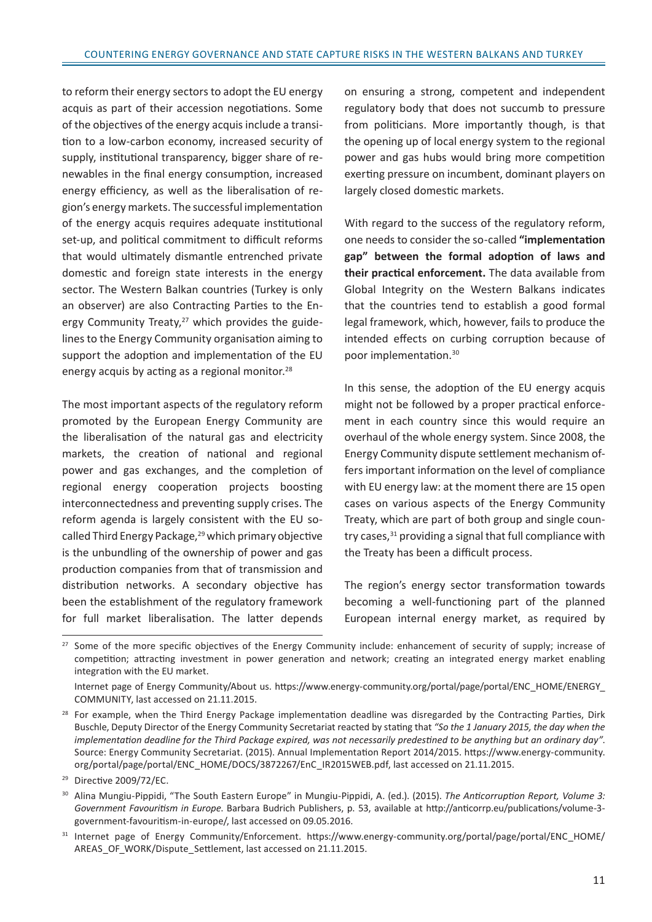to reform their energy sectors to adopt the EU energy acquis as part of their accession negotiations. Some of the objectives of the energy acquis include a transition to a low-carbon economy, increased security of supply, institutional transparency, bigger share of renewables in the final energy consumption, increased energy efficiency, as well as the liberalisation of region's energy markets. The successful implementation of the energy acquis requires adequate institutional set-up, and political commitment to difficult reforms that would ultimately dismantle entrenched private domestic and foreign state interests in the energy sector. The Western Balkan countries (Turkey is only an observer) are also Contracting Parties to the Energy Community Treaty,[27] which provides the guidelines to the Energy Community organisation aiming to support the adoption and implementation of the EU energy acquis by acting as a regional monitor.[28]

The most important aspects of the regulatory reform promoted by the European Energy Community are the liberalisation of the natural gas and electricity markets, the creation of national and regional power and gas exchanges, and the completion of regional energy cooperation projects boosting interconnectedness and preventing supply crises. The reform agenda is largely consistent with the EU so-called Third Energy Package,[29] which primary objective is the unbundling of the ownership of power and gas production companies from that of transmission and distribution networks. A secondary objective has been the establishment of the regulatory framework for full market liberalisation. The latter depends on ensuring a strong, competent and independent regulatory body that does not succumb to pressure from politicians. More importantly though, is that the opening up of local energy system to the regional power and gas hubs would bring more competition exerting pressure on incumbent, dominant players on largely closed domestic markets.

With regard to the success of the regulatory reform, one needs to consider the so-called **"implementation gap" between the formal adoption of laws and their practical enforcement.** The data available from Global Integrity on the Western Balkans indicates that the countries tend to establish a good formal legal framework, which, however, fails to produce the intended effects on curbing corruption because of poor implementation.[30]

In this sense, the adoption of the EU energy acquis might not be followed by a proper practical enforcement in each country since this would require an overhaul of the whole energy system. Since 2008, the Energy Community dispute settlement mechanism offers important information on the level of compliance with EU energy law: at the moment there are 15 open cases on various aspects of the Energy Community Treaty, which are part of both group and single country cases,[31] providing a signal that full compliance with the Treaty has been a difficult process.

The region's energy sector transformation towards becoming a well-functioning part of the planned European internal energy market, as required by

---

[27] Some of the more specific objectives of the Energy Community include: enhancement of security of supply; increase of competition; attracting investment in power generation and network; creating an integrated energy market enabling integration with the EU market.

Internet page of Energy Community/About us. https://www.energy-community.org/portal/page/portal/ENC_HOME/ENERGY_COMMUNITY, last accessed on 21.11.2015.

[28] For example, when the Third Energy Package implementation deadline was disregarded by the Contracting Parties, Dirk Buschle, Deputy Director of the Energy Community Secretariat reacted by stating that *"So the 1 January 2015, the day when the implementation deadline for the Third Package expired, was not necessarily predestined to be anything but an ordinary day"*. Source: Energy Community Secretariat. (2015). Annual Implementation Report 2014/2015. https://www.energy-community.org/portal/page/portal/ENC_HOME/DOCS/3872267/EnC_IR2015WEB.pdf, last accessed on 21.11.2015.

[29] Directive 2009/72/EC.

[30] Alina Mungiu-Pippidi, "The South Eastern Europe" in Mungiu-Pippidi, A. (ed.). (2015). *The Anticorruption Report, Volume 3: Government Favouritism in Europe*. Barbara Budrich Publishers, p. 53, available at http://anticorrp.eu/publications/volume-3-government-favouritism-in-europe/, last accessed on 09.05.2016.

[31] Internet page of Energy Community/Enforcement. https://www.energy-community.org/portal/page/portal/ENC_HOME/AREAS_OF_WORK/Dispute_Settlement, last accessed on 21.11.2015.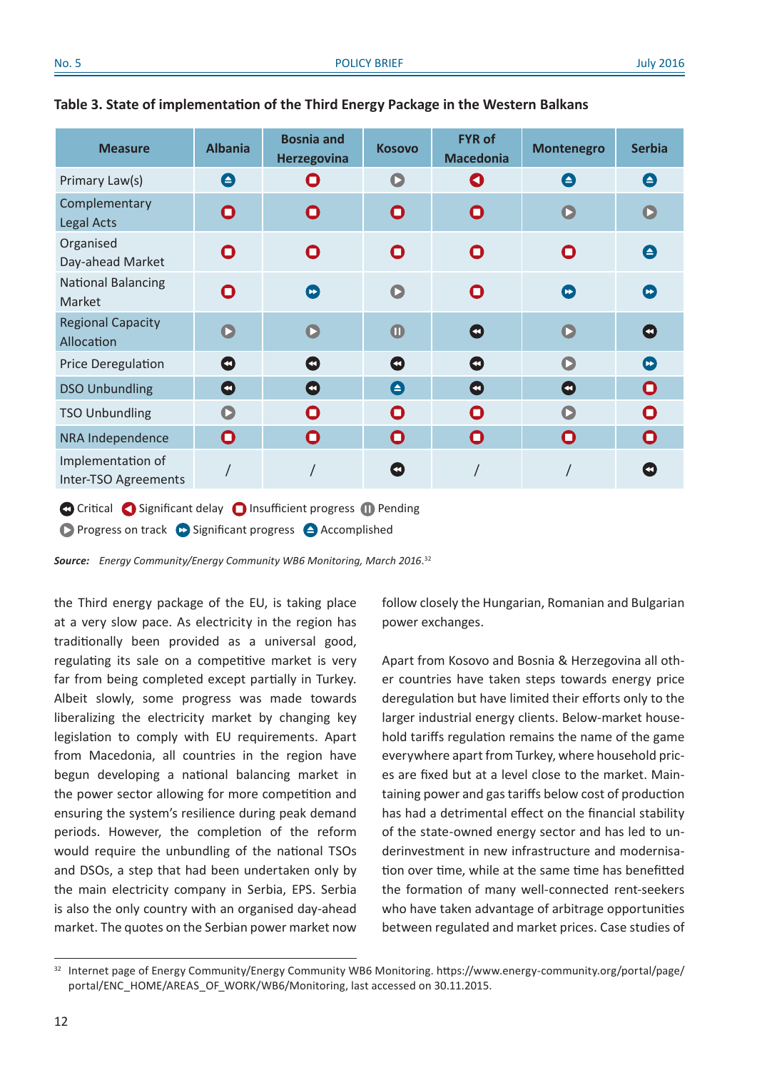**Table 3. State of implementation of the Third Energy Package in the Western Balkans**

| Measure | Albania | Bosnia and Herzegovina | Kosovo | FYR of Macedonia | Montenegro | Serbia |
|---|---|---|---|---|---|---|
| Primary Law(s) | Accomplished | Insufficient progress | Progress on track | Significant delay | Accomplished | Accomplished |
| Complementary Legal Acts | Insufficient progress | Insufficient progress | Insufficient progress | Insufficient progress | Progress on track | Progress on track |
| Organised Day-ahead Market | Insufficient progress | Insufficient progress | Insufficient progress | Insufficient progress | Insufficient progress | Accomplished |
| National Balancing Market | Insufficient progress | Significant progress | Progress on track | Insufficient progress | Significant progress | Significant progress |
| Regional Capacity Allocation | Progress on track | Progress on track | Pending | Critical | Progress on track | Critical |
| Price Deregulation | Critical | Critical | Critical | Critical | Progress on track | Significant progress |
| DSO Unbundling | Critical | Critical | Accomplished | Critical | Critical | Insufficient progress |
| TSO Unbundling | Progress on track | Insufficient progress | Insufficient progress | Insufficient progress | Progress on track | Insufficient progress |
| NRA Independence | Insufficient progress | Insufficient progress | Insufficient progress | Insufficient progress | Insufficient progress | Insufficient progress |
| Implementation of Inter-TSO Agreements | / | / | Critical | / | / | Critical |

Critical · Significant delay · Insufficient progress · Pending · Progress on track · Significant progress · Accomplished

***Source:*** *Energy Community/Energy Community WB6 Monitoring, March 2016.*[32]

the Third energy package of the EU, is taking place at a very slow pace. As electricity in the region has traditionally been provided as a universal good, regulating its sale on a competitive market is very far from being completed except partially in Turkey. Albeit slowly, some progress was made towards liberalizing the electricity market by changing key legislation to comply with EU requirements. Apart from Macedonia, all countries in the region have begun developing a national balancing market in the power sector allowing for more competition and ensuring the system's resilience during peak demand periods. However, the completion of the reform would require the unbundling of the national TSOs and DSOs, a step that had been undertaken only by the main electricity company in Serbia, EPS. Serbia is also the only country with an organised day-ahead market. The quotes on the Serbian power market now follow closely the Hungarian, Romanian and Bulgarian power exchanges.

Apart from Kosovo and Bosnia & Herzegovina all other countries have taken steps towards energy price deregulation but have limited their efforts only to the larger industrial energy clients. Below-market household tariffs regulation remains the name of the game everywhere apart from Turkey, where household prices are fixed but at a level close to the market. Maintaining power and gas tariffs below cost of production has had a detrimental effect on the financial stability of the state-owned energy sector and has led to underinvestment in new infrastructure and modernisation over time, while at the same time has benefitted the formation of many well-connected rent-seekers who have taken advantage of arbitrage opportunities between regulated and market prices. Case studies of

[32] Internet page of Energy Community/Energy Community WB6 Monitoring. https://www.energy-community.org/portal/page/portal/ENC_HOME/AREAS_OF_WORK/WB6/Monitoring, last accessed on 30.11.2015.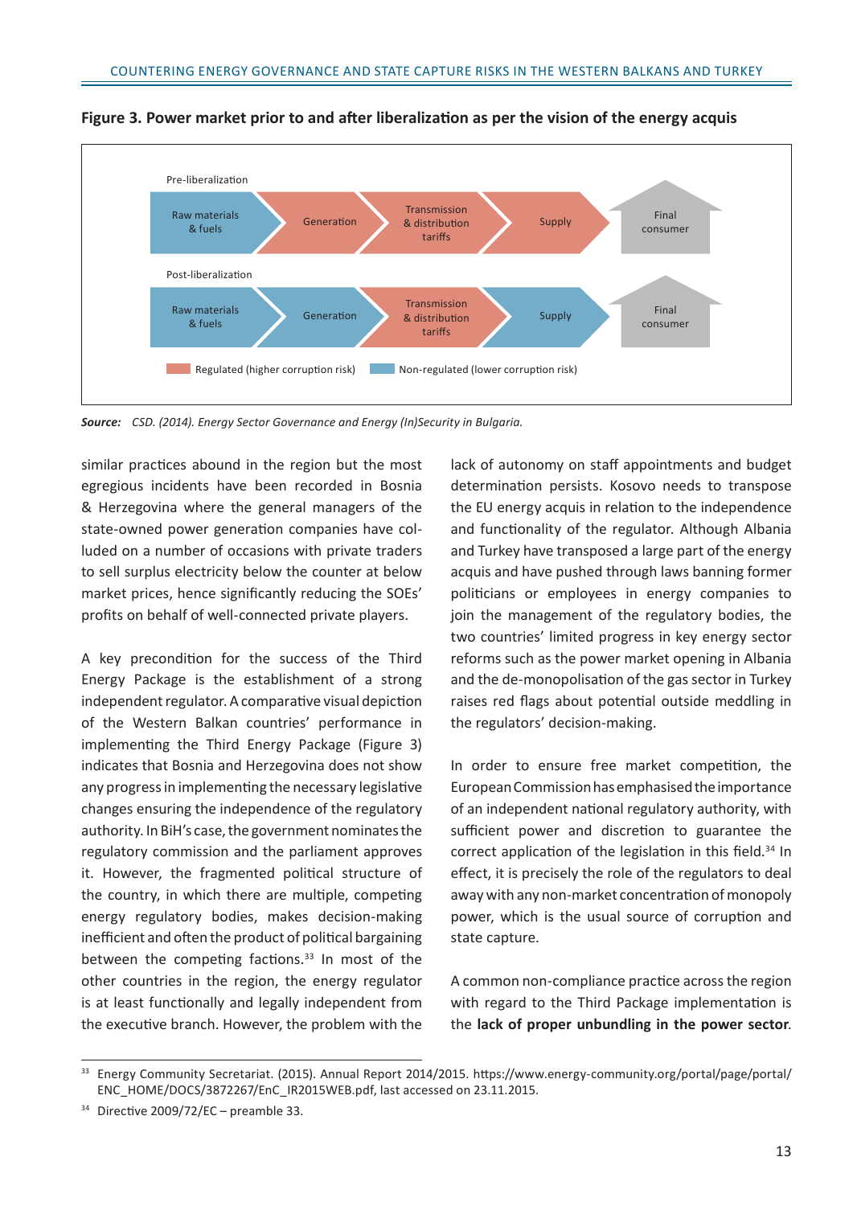**Figure 3. Power market prior to and after liberalization as per the vision of the energy acquis**

Pre-liberalization

Raw materials & fuels → Generation → Transmission & distribution tariffs → Supply → Final consumer

Post-liberalization

Raw materials & fuels → Generation → Transmission & distribution tariffs → Supply → Final consumer

Regulated (higher corruption risk) | Non-regulated (lower corruption risk)

***Source:*** *CSD. (2014). Energy Sector Governance and Energy (In)Security in Bulgaria.*

similar practices abound in the region but the most egregious incidents have been recorded in Bosnia & Herzegovina where the general managers of the state-owned power generation companies have colluded on a number of occasions with private traders to sell surplus electricity below the counter at below market prices, hence significantly reducing the SOEs' profits on behalf of well-connected private players.

A key precondition for the success of the Third Energy Package is the establishment of a strong independent regulator. A comparative visual depiction of the Western Balkan countries' performance in implementing the Third Energy Package (Figure 3) indicates that Bosnia and Herzegovina does not show any progress in implementing the necessary legislative changes ensuring the independence of the regulatory authority. In BiH's case, the government nominates the regulatory commission and the parliament approves it. However, the fragmented political structure of the country, in which there are multiple, competing energy regulatory bodies, makes decision-making inefficient and often the product of political bargaining between the competing factions.[33] In most of the other countries in the region, the energy regulator is at least functionally and legally independent from the executive branch. However, the problem with the lack of autonomy on staff appointments and budget determination persists. Kosovo needs to transpose the EU energy acquis in relation to the independence and functionality of the regulator. Although Albania and Turkey have transposed a large part of the energy acquis and have pushed through laws banning former politicians or employees in energy companies to join the management of the regulatory bodies, the two countries' limited progress in key energy sector reforms such as the power market opening in Albania and the de-monopolisation of the gas sector in Turkey raises red flags about potential outside meddling in the regulators' decision-making.

In order to ensure free market competition, the European Commission has emphasised the importance of an independent national regulatory authority, with sufficient power and discretion to guarantee the correct application of the legislation in this field.[34] In effect, it is precisely the role of the regulators to deal away with any non-market concentration of monopoly power, which is the usual source of corruption and state capture.

A common non-compliance practice across the region with regard to the Third Package implementation is the **lack of proper unbundling in the power sector**.

---

[33] Energy Community Secretariat. (2015). Annual Report 2014/2015. https://www.energy-community.org/portal/page/portal/ENC_HOME/DOCS/3872267/EnC_IR2015WEB.pdf, last accessed on 23.11.2015.

[34] Directive 2009/72/EC – preamble 33.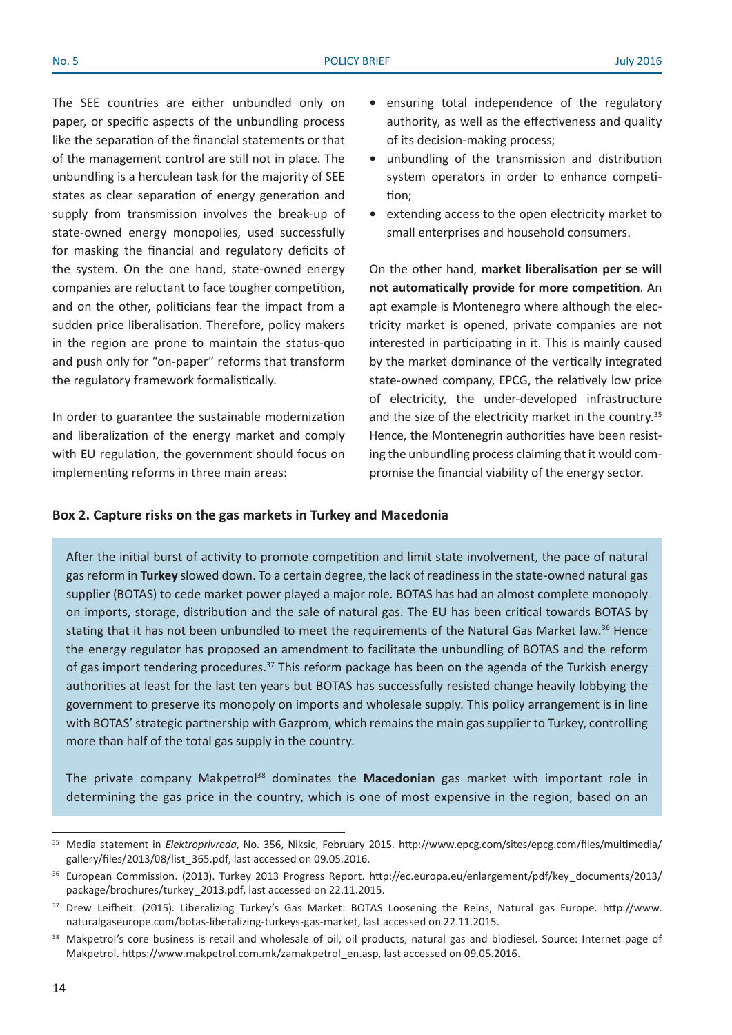The SEE countries are either unbundled only on paper, or specific aspects of the unbundling process like the separation of the financial statements or that of the management control are still not in place. The unbundling is a herculean task for the majority of SEE states as clear separation of energy generation and supply from transmission involves the break-up of state-owned energy monopolies, used successfully for masking the financial and regulatory deficits of the system. On the one hand, state-owned energy companies are reluctant to face tougher competition, and on the other, politicians fear the impact from a sudden price liberalisation. Therefore, policy makers in the region are prone to maintain the status-quo and push only for "on-paper" reforms that transform the regulatory framework formalistically.

In order to guarantee the sustainable modernization and liberalization of the energy market and comply with EU regulation, the government should focus on implementing reforms in three main areas:

- ensuring total independence of the regulatory authority, as well as the effectiveness and quality of its decision-making process;
- unbundling of the transmission and distribution system operators in order to enhance competition;
- extending access to the open electricity market to small enterprises and household consumers.

On the other hand, **market liberalisation per se will not automatically provide for more competition**. An apt example is Montenegro where although the electricity market is opened, private companies are not interested in participating in it. This is mainly caused by the market dominance of the vertically integrated state-owned company, EPCG, the relatively low price of electricity, the under-developed infrastructure and the size of the electricity market in the country.[35] Hence, the Montenegrin authorities have been resisting the unbundling process claiming that it would compromise the financial viability of the energy sector.

**Box 2. Capture risks on the gas markets in Turkey and Macedonia**

After the initial burst of activity to promote competition and limit state involvement, the pace of natural gas reform in **Turkey** slowed down. To a certain degree, the lack of readiness in the state-owned natural gas supplier (BOTAS) to cede market power played a major role. BOTAS has had an almost complete monopoly on imports, storage, distribution and the sale of natural gas. The EU has been critical towards BOTAS by stating that it has not been unbundled to meet the requirements of the Natural Gas Market law.[36] Hence the energy regulator has proposed an amendment to facilitate the unbundling of BOTAS and the reform of gas import tendering procedures.[37] This reform package has been on the agenda of the Turkish energy authorities at least for the last ten years but BOTAS has successfully resisted change heavily lobbying the government to preserve its monopoly on imports and wholesale supply. This policy arrangement is in line with BOTAS' strategic partnership with Gazprom, which remains the main gas supplier to Turkey, controlling more than half of the total gas supply in the country.

The private company Makpetrol[38] dominates the **Macedonian** gas market with important role in determining the gas price in the country, which is one of most expensive in the region, based on an

---

[35] Media statement in *Elektroprivreda*, No. 356, Niksic, February 2015. http://www.epcg.com/sites/epcg.com/files/multimedia/gallery/files/2013/08/list_365.pdf, last accessed on 09.05.2016.

[36] European Commission. (2013). Turkey 2013 Progress Report. http://ec.europa.eu/enlargement/pdf/key_documents/2013/package/brochures/turkey_2013.pdf, last accessed on 22.11.2015.

[37] Drew Leifheit. (2015). Liberalizing Turkey's Gas Market: BOTAS Loosening the Reins, Natural gas Europe. http://www.naturalgaseurope.com/botas-liberalizing-turkeys-gas-market, last accessed on 22.11.2015.

[38] Makpetrol's core business is retail and wholesale of oil, oil products, natural gas and biodiesel. Source: Internet page of Makpetrol. https://www.makpetrol.com.mk/zamakpetrol_en.asp, last accessed on 09.05.2016.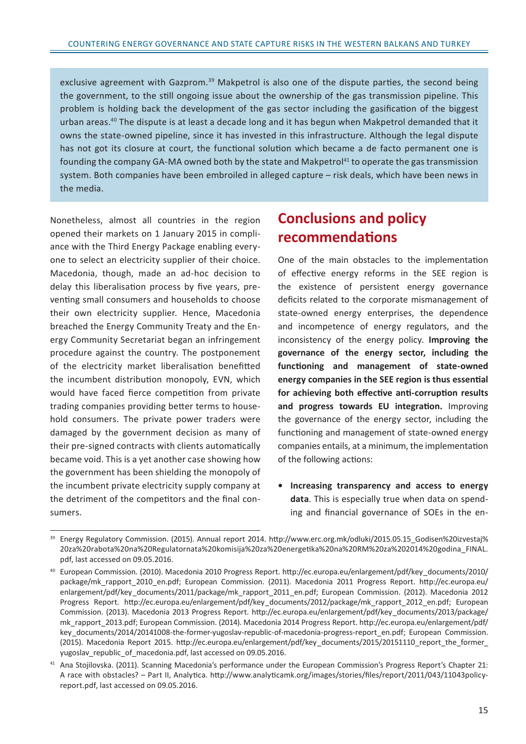exclusive agreement with Gazprom.[39] Makpetrol is also one of the dispute parties, the second being the government, to the still ongoing issue about the ownership of the gas transmission pipeline. This problem is holding back the development of the gas sector including the gasification of the biggest urban areas.[40] The dispute is at least a decade long and it has begun when Makpetrol demanded that it owns the state-owned pipeline, since it has invested in this infrastructure. Although the legal dispute has not got its closure at court, the functional solution which became a de facto permanent one is founding the company GA-MA owned both by the state and Makpetrol[41] to operate the gas transmission system. Both companies have been embroiled in alleged capture – risk deals, which have been news in the media.

Nonetheless, almost all countries in the region opened their markets on 1 January 2015 in compliance with the Third Energy Package enabling everyone to select an electricity supplier of their choice. Macedonia, though, made an ad-hoc decision to delay this liberalisation process by five years, preventing small consumers and households to choose their own electricity supplier. Hence, Macedonia breached the Energy Community Treaty and the Energy Community Secretariat began an infringement procedure against the country. The postponement of the electricity market liberalisation benefitted the incumbent distribution monopoly, EVN, which would have faced fierce competition from private trading companies providing better terms to household consumers. The private power traders were damaged by the government decision as many of their pre-signed contracts with clients automatically became void. This is a yet another case showing how the government has been shielding the monopoly of the incumbent private electricity supply company at the detriment of the competitors and the final consumers.

## Conclusions and policy recommendations

One of the main obstacles to the implementation of effective energy reforms in the SEE region is the existence of persistent energy governance deficits related to the corporate mismanagement of state-owned energy enterprises, the dependence and incompetence of energy regulators, and the inconsistency of the energy policy. **Improving the governance of the energy sector, including the functioning and management of state-owned energy companies in the SEE region is thus essential for achieving both effective anti-corruption results and progress towards EU integration.** Improving the governance of the energy sector, including the functioning and management of state-owned energy companies entails, at a minimum, the implementation of the following actions:

- **Increasing transparency and access to energy data**. This is especially true when data on spending and financial governance of SOEs in the en-

---

[39] Energy Regulatory Commission. (2015). Annual report 2014. http://www.erc.org.mk/odluki/2015.05.15_Godisen%20izvestaj%20za%20rabota%20na%20Regulatornata%20komisija%20za%20energetika%20na%20RM%20za%202014%20godina_FINAL.pdf, last accessed on 09.05.2016.

[40] European Commission. (2010). Macedonia 2010 Progress Report. http://ec.europa.eu/enlargement/pdf/key_documents/2010/package/mk_rapport_2010_en.pdf; European Commission. (2011). Macedonia 2011 Progress Report. http://ec.europa.eu/enlargement/pdf/key_documents/2011/package/mk_rapport_2011_en.pdf; European Commission. (2012). Macedonia 2012 Progress Report. http://ec.europa.eu/enlargement/pdf/key_documents/2012/package/mk_rapport_2012_en.pdf; European Commission. (2013). Macedonia 2013 Progress Report. http://ec.europa.eu/enlargement/pdf/key_documents/2013/package/mk_rapport_2013.pdf; European Commission. (2014). Macedonia 2014 Progress Report. http://ec.europa.eu/enlargement/pdf/key_documents/2014/20141008-the-former-yugoslav-republic-of-macedonia-progress-report_en.pdf; European Commission. (2015). Macedonia Report 2015. http://ec.europa.eu/enlargement/pdf/key_documents/2015/20151110_report_the_former_yugoslav_republic_of_macedonia.pdf, last accessed on 09.05.2016.

[41] Ana Stojilovska. (2011). Scanning Macedonia's performance under the European Commission's Progress Report's Chapter 21: A race with obstacles? – Part II, Analytica. http://www.analyticamk.org/images/stories/files/report/2011/043/11043policy-report.pdf, last accessed on 09.05.2016.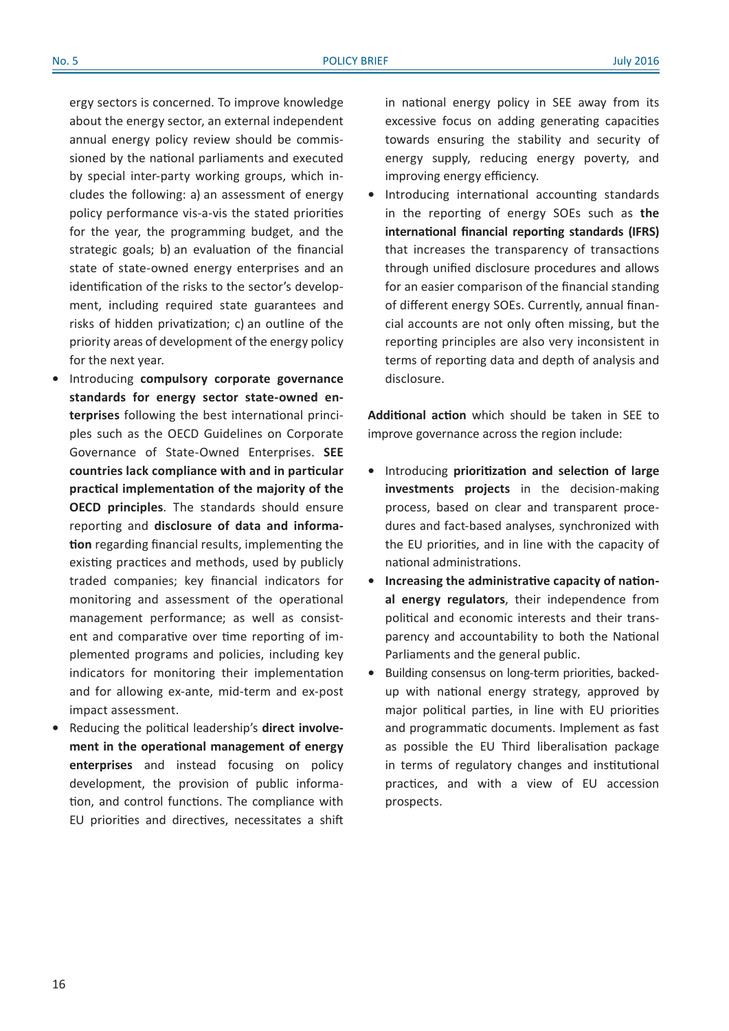ergy sectors is concerned. To improve knowledge about the energy sector, an external independent annual energy policy review should be commissioned by the national parliaments and executed by special inter-party working groups, which includes the following: a) an assessment of energy policy performance vis-a-vis the stated priorities for the year, the programming budget, and the strategic goals; b) an evaluation of the financial state of state-owned energy enterprises and an identification of the risks to the sector's development, including required state guarantees and risks of hidden privatization; c) an outline of the priority areas of development of the energy policy for the next year.

- Introducing **compulsory corporate governance standards for energy sector state-owned enterprises** following the best international principles such as the OECD Guidelines on Corporate Governance of State-Owned Enterprises. **SEE countries lack compliance with and in particular practical implementation of the majority of the OECD principles**. The standards should ensure reporting and **disclosure of data and information** regarding financial results, implementing the existing practices and methods, used by publicly traded companies; key financial indicators for monitoring and assessment of the operational management performance; as well as consistent and comparative over time reporting of implemented programs and policies, including key indicators for monitoring their implementation and for allowing ex-ante, mid-term and ex-post impact assessment.
- Reducing the political leadership's **direct involvement in the operational management of energy enterprises** and instead focusing on policy development, the provision of public information, and control functions. The compliance with EU priorities and directives, necessitates a shift in national energy policy in SEE away from its excessive focus on adding generating capacities towards ensuring the stability and security of energy supply, reducing energy poverty, and improving energy efficiency.
- Introducing international accounting standards in the reporting of energy SOEs such as **the international financial reporting standards (IFRS)** that increases the transparency of transactions through unified disclosure procedures and allows for an easier comparison of the financial standing of different energy SOEs. Currently, annual financial accounts are not only often missing, but the reporting principles are also very inconsistent in terms of reporting data and depth of analysis and disclosure.

**Additional action** which should be taken in SEE to improve governance across the region include:

- Introducing **prioritization and selection of large investments projects** in the decision-making process, based on clear and transparent procedures and fact-based analyses, synchronized with the EU priorities, and in line with the capacity of national administrations.
- **Increasing the administrative capacity of national energy regulators**, their independence from political and economic interests and their transparency and accountability to both the National Parliaments and the general public.
- Building consensus on long-term priorities, backed-up with national energy strategy, approved by major political parties, in line with EU priorities and programmatic documents. Implement as fast as possible the EU Third liberalisation package in terms of regulatory changes and institutional practices, and with a view of EU accession prospects.